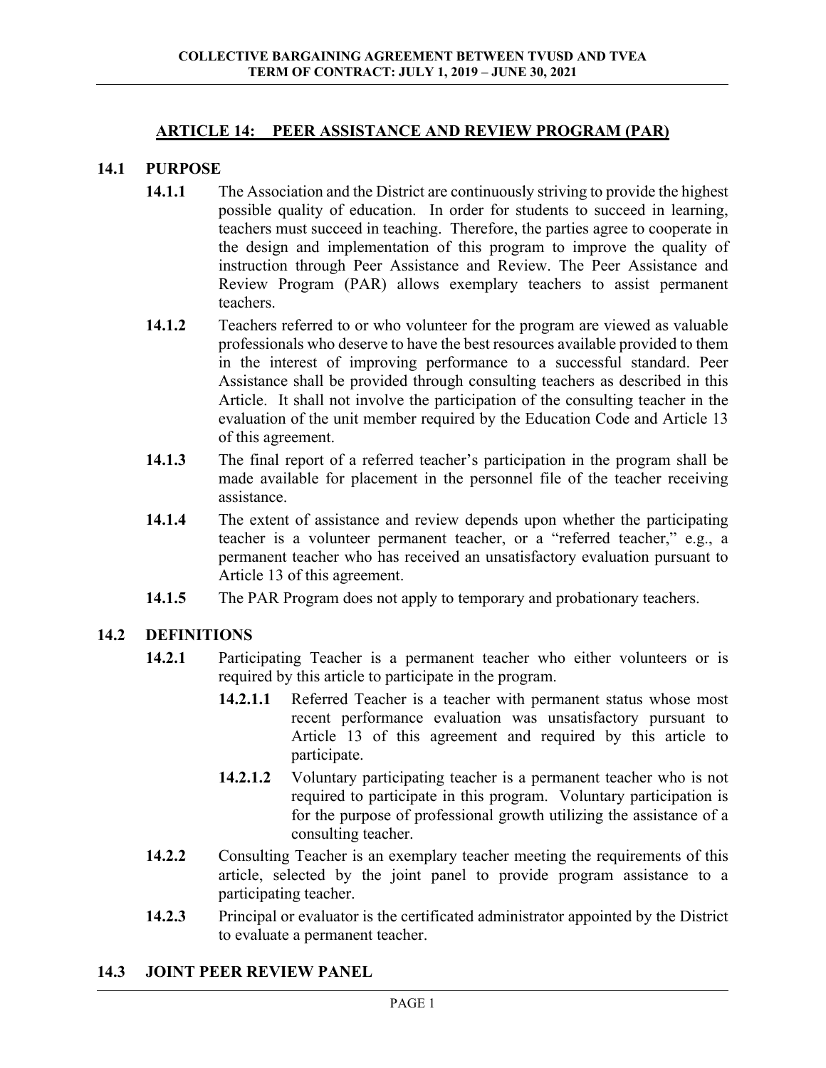## ARTICLE 14: PEER ASSISTANCE AND REVIEW PROGRAM (PAR)

### 14.1 PURPOSE

**14.1.1** The Association and the District are continuously striving to provide the highest possible quality of education. In order for students to succeed in learning, teachers must succeed in teaching. Therefore, the parties agree to cooperate in the design and implementation of this program to improve the quality of instruction through Peer Assistance and Review. The Peer Assistance and Review Program (PAR) allows exemplary teachers to assist permanent teachers.

**14.1.2** Teachers referred to or who volunteer for the program are viewed as valuable professionals who deserve to have the best resources available provided to them in the interest of improving performance to a successful standard. Peer Assistance shall be provided through consulting teachers as described in this Article. It shall not involve the participation of the consulting teacher in the evaluation of the unit member required by the Education Code and Article 13 of this agreement.

**14.1.3** The final report of a referred teacher's participation in the program shall be made available for placement in the personnel file of the teacher receiving assistance.

**14.1.4** The extent of assistance and review depends upon whether the participating teacher is a volunteer permanent teacher, or a "referred teacher," e.g., a permanent teacher who has received an unsatisfactory evaluation pursuant to Article 13 of this agreement.

**14.1.5** The PAR Program does not apply to temporary and probationary teachers.

### 14.2 DEFINITIONS

**14.2.1** Participating Teacher is a permanent teacher who either volunteers or is required by this article to participate in the program.

**14.2.1.1** Referred Teacher is a teacher with permanent status whose most recent performance evaluation was unsatisfactory pursuant to Article 13 of this agreement and required by this article to participate.

**14.2.1.2** Voluntary participating teacher is a permanent teacher who is not required to participate in this program. Voluntary participation is for the purpose of professional growth utilizing the assistance of a consulting teacher.

**14.2.2** Consulting Teacher is an exemplary teacher meeting the requirements of this article, selected by the joint panel to provide program assistance to a participating teacher.

**14.2.3** Principal or evaluator is the certificated administrator appointed by the District to evaluate a permanent teacher.

### 14.3 JOINT PEER REVIEW PANEL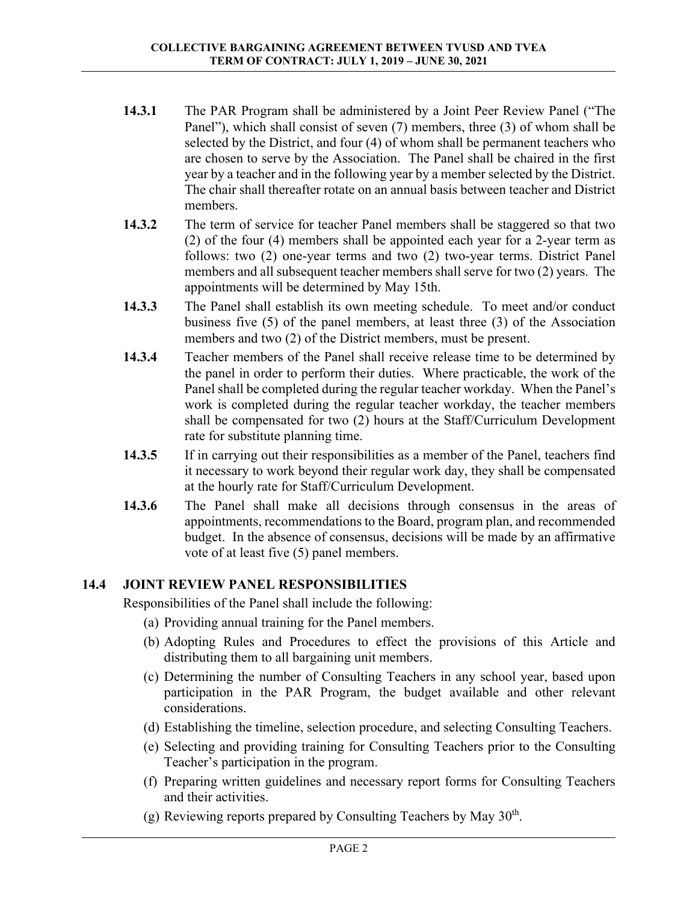**14.3.1** The PAR Program shall be administered by a Joint Peer Review Panel ("The Panel"), which shall consist of seven (7) members, three (3) of whom shall be selected by the District, and four (4) of whom shall be permanent teachers who are chosen to serve by the Association. The Panel shall be chaired in the first year by a teacher and in the following year by a member selected by the District. The chair shall thereafter rotate on an annual basis between teacher and District members.

**14.3.2** The term of service for teacher Panel members shall be staggered so that two (2) of the four (4) members shall be appointed each year for a 2-year term as follows: two (2) one-year terms and two (2) two-year terms. District Panel members and all subsequent teacher members shall serve for two (2) years. The appointments will be determined by May 15th.

**14.3.3** The Panel shall establish its own meeting schedule. To meet and/or conduct business five (5) of the panel members, at least three (3) of the Association members and two (2) of the District members, must be present.

**14.3.4** Teacher members of the Panel shall receive release time to be determined by the panel in order to perform their duties. Where practicable, the work of the Panel shall be completed during the regular teacher workday. When the Panel's work is completed during the regular teacher workday, the teacher members shall be compensated for two (2) hours at the Staff/Curriculum Development rate for substitute planning time.

**14.3.5** If in carrying out their responsibilities as a member of the Panel, teachers find it necessary to work beyond their regular work day, they shall be compensated at the hourly rate for Staff/Curriculum Development.

**14.3.6** The Panel shall make all decisions through consensus in the areas of appointments, recommendations to the Board, program plan, and recommended budget. In the absence of consensus, decisions will be made by an affirmative vote of at least five (5) panel members.

## 14.4 JOINT REVIEW PANEL RESPONSIBILITIES

Responsibilities of the Panel shall include the following:

(a) Providing annual training for the Panel members.

(b) Adopting Rules and Procedures to effect the provisions of this Article and distributing them to all bargaining unit members.

(c) Determining the number of Consulting Teachers in any school year, based upon participation in the PAR Program, the budget available and other relevant considerations.

(d) Establishing the timeline, selection procedure, and selecting Consulting Teachers.

(e) Selecting and providing training for Consulting Teachers prior to the Consulting Teacher's participation in the program.

(f) Preparing written guidelines and necessary report forms for Consulting Teachers and their activities.

(g) Reviewing reports prepared by Consulting Teachers by May 30th.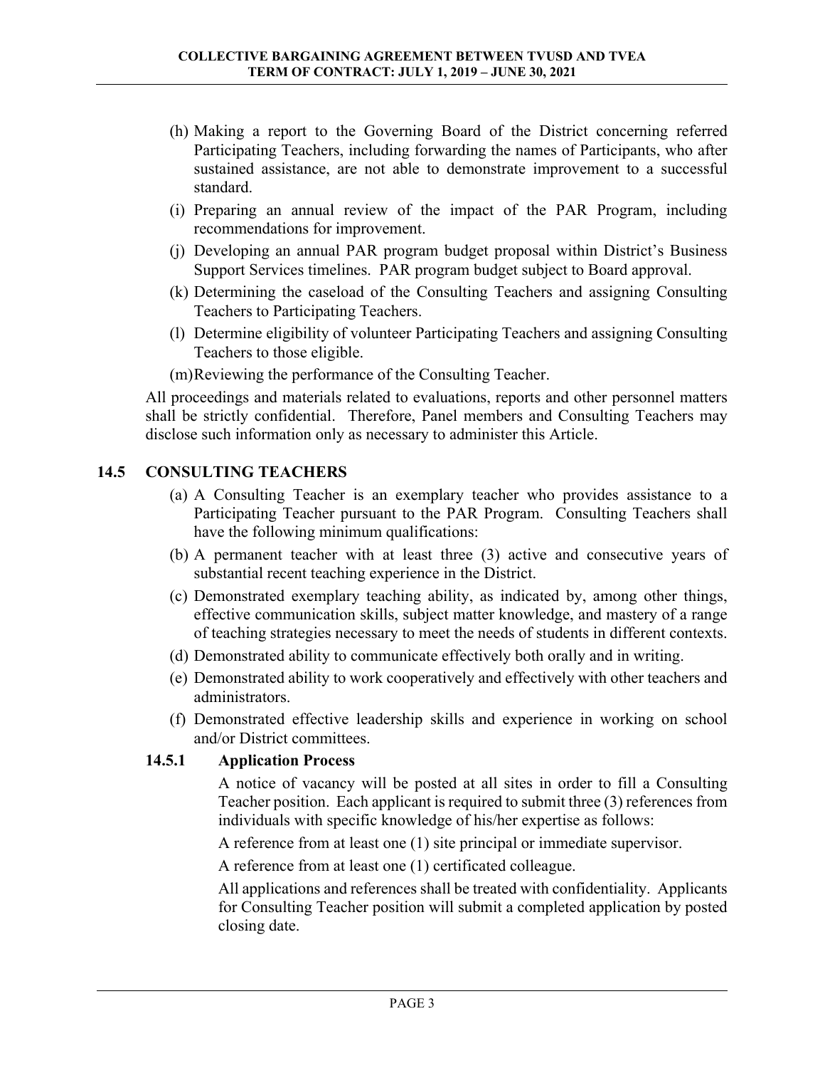(h) Making a report to the Governing Board of the District concerning referred Participating Teachers, including forwarding the names of Participants, who after sustained assistance, are not able to demonstrate improvement to a successful standard.

(i) Preparing an annual review of the impact of the PAR Program, including recommendations for improvement.

(j) Developing an annual PAR program budget proposal within District's Business Support Services timelines. PAR program budget subject to Board approval.

(k) Determining the caseload of the Consulting Teachers and assigning Consulting Teachers to Participating Teachers.

(l) Determine eligibility of volunteer Participating Teachers and assigning Consulting Teachers to those eligible.

(m) Reviewing the performance of the Consulting Teacher.

All proceedings and materials related to evaluations, reports and other personnel matters shall be strictly confidential. Therefore, Panel members and Consulting Teachers may disclose such information only as necessary to administer this Article.

## 14.5 CONSULTING TEACHERS

(a) A Consulting Teacher is an exemplary teacher who provides assistance to a Participating Teacher pursuant to the PAR Program. Consulting Teachers shall have the following minimum qualifications:

(b) A permanent teacher with at least three (3) active and consecutive years of substantial recent teaching experience in the District.

(c) Demonstrated exemplary teaching ability, as indicated by, among other things, effective communication skills, subject matter knowledge, and mastery of a range of teaching strategies necessary to meet the needs of students in different contexts.

(d) Demonstrated ability to communicate effectively both orally and in writing.

(e) Demonstrated ability to work cooperatively and effectively with other teachers and administrators.

(f) Demonstrated effective leadership skills and experience in working on school and/or District committees.

### 14.5.1 Application Process

A notice of vacancy will be posted at all sites in order to fill a Consulting Teacher position. Each applicant is required to submit three (3) references from individuals with specific knowledge of his/her expertise as follows:

A reference from at least one (1) site principal or immediate supervisor.

A reference from at least one (1) certificated colleague.

All applications and references shall be treated with confidentiality. Applicants for Consulting Teacher position will submit a completed application by posted closing date.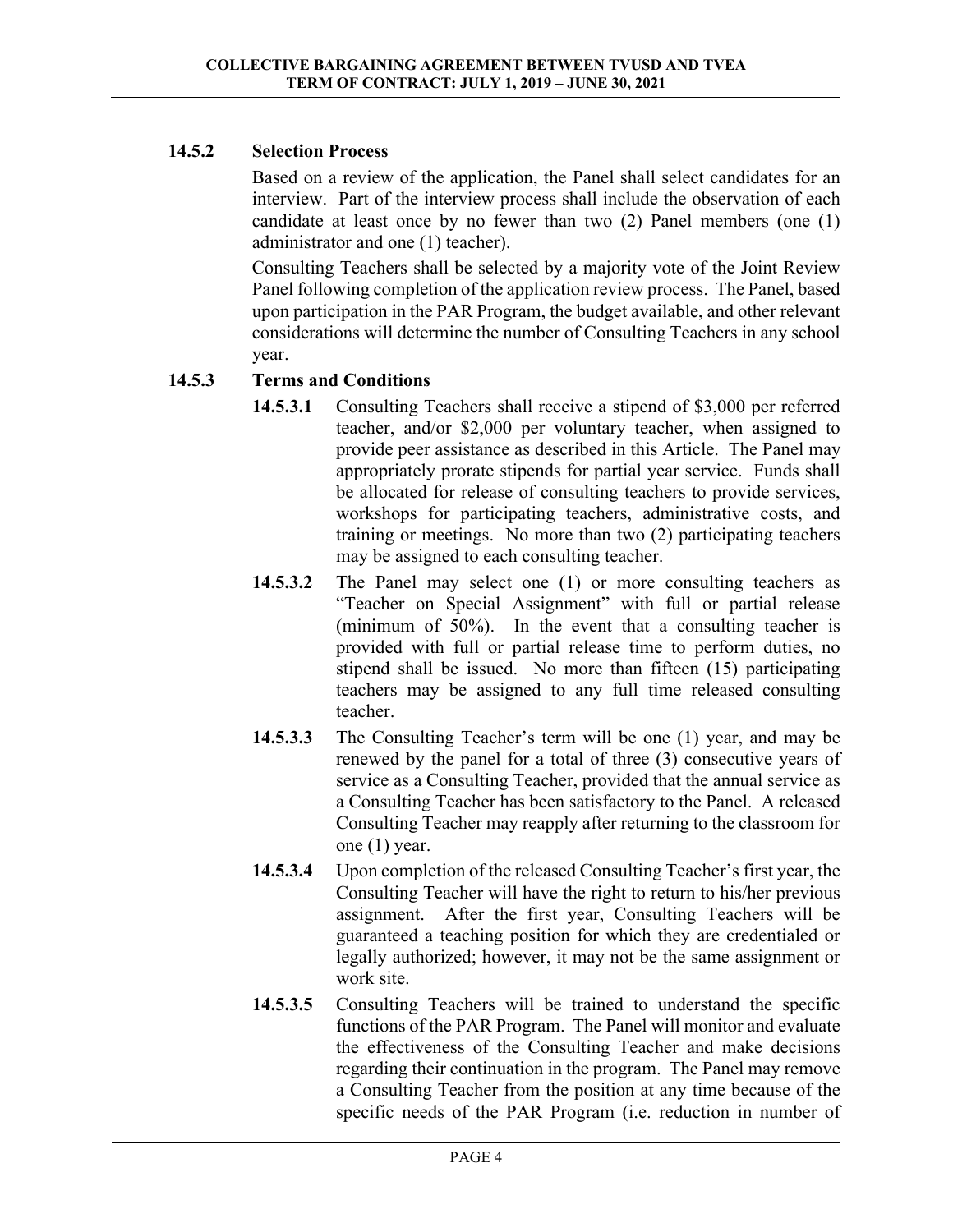### 14.5.2 Selection Process

Based on a review of the application, the Panel shall select candidates for an interview. Part of the interview process shall include the observation of each candidate at least once by no fewer than two (2) Panel members (one (1) administrator and one (1) teacher).

Consulting Teachers shall be selected by a majority vote of the Joint Review Panel following completion of the application review process. The Panel, based upon participation in the PAR Program, the budget available, and other relevant considerations will determine the number of Consulting Teachers in any school year.

### 14.5.3 Terms and Conditions

**14.5.3.1** Consulting Teachers shall receive a stipend of $3,000 per referred teacher, and/or $2,000 per voluntary teacher, when assigned to provide peer assistance as described in this Article. The Panel may appropriately prorate stipends for partial year service. Funds shall be allocated for release of consulting teachers to provide services, workshops for participating teachers, administrative costs, and training or meetings. No more than two (2) participating teachers may be assigned to each consulting teacher.

**14.5.3.2** The Panel may select one (1) or more consulting teachers as "Teacher on Special Assignment" with full or partial release (minimum of 50%). In the event that a consulting teacher is provided with full or partial release time to perform duties, no stipend shall be issued. No more than fifteen (15) participating teachers may be assigned to any full time released consulting teacher.

**14.5.3.3** The Consulting Teacher's term will be one (1) year, and may be renewed by the panel for a total of three (3) consecutive years of service as a Consulting Teacher, provided that the annual service as a Consulting Teacher has been satisfactory to the Panel. A released Consulting Teacher may reapply after returning to the classroom for one (1) year.

**14.5.3.4** Upon completion of the released Consulting Teacher's first year, the Consulting Teacher will have the right to return to his/her previous assignment. After the first year, Consulting Teachers will be guaranteed a teaching position for which they are credentialed or legally authorized; however, it may not be the same assignment or work site.

**14.5.3.5** Consulting Teachers will be trained to understand the specific functions of the PAR Program. The Panel will monitor and evaluate the effectiveness of the Consulting Teacher and make decisions regarding their continuation in the program. The Panel may remove a Consulting Teacher from the position at any time because of the specific needs of the PAR Program (i.e. reduction in number of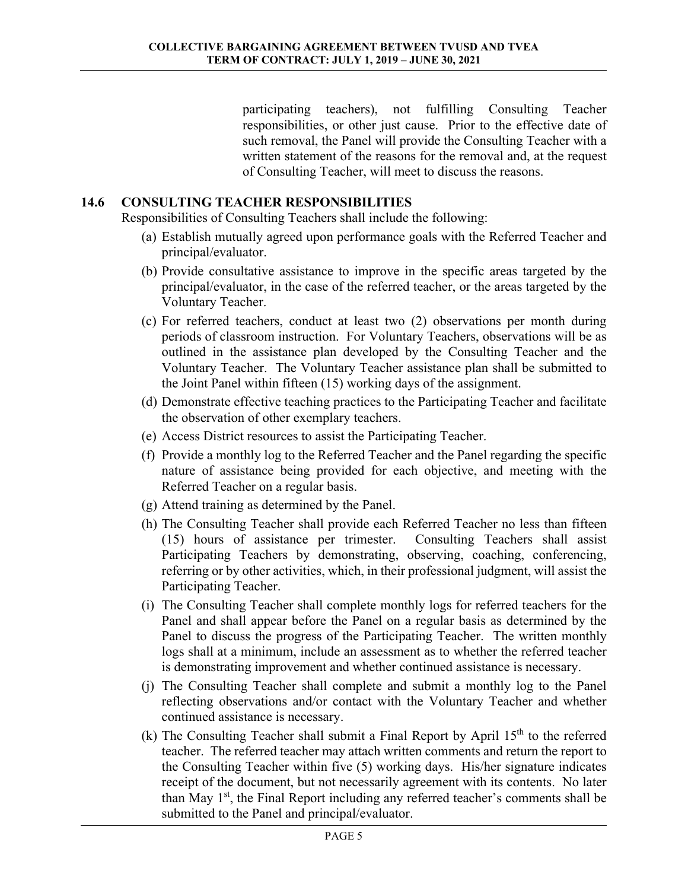participating teachers), not fulfilling Consulting Teacher responsibilities, or other just cause. Prior to the effective date of such removal, the Panel will provide the Consulting Teacher with a written statement of the reasons for the removal and, at the request of Consulting Teacher, will meet to discuss the reasons.

## 14.6 CONSULTING TEACHER RESPONSIBILITIES

Responsibilities of Consulting Teachers shall include the following:

(a) Establish mutually agreed upon performance goals with the Referred Teacher and principal/evaluator.

(b) Provide consultative assistance to improve in the specific areas targeted by the principal/evaluator, in the case of the referred teacher, or the areas targeted by the Voluntary Teacher.

(c) For referred teachers, conduct at least two (2) observations per month during periods of classroom instruction. For Voluntary Teachers, observations will be as outlined in the assistance plan developed by the Consulting Teacher and the Voluntary Teacher. The Voluntary Teacher assistance plan shall be submitted to the Joint Panel within fifteen (15) working days of the assignment.

(d) Demonstrate effective teaching practices to the Participating Teacher and facilitate the observation of other exemplary teachers.

(e) Access District resources to assist the Participating Teacher.

(f) Provide a monthly log to the Referred Teacher and the Panel regarding the specific nature of assistance being provided for each objective, and meeting with the Referred Teacher on a regular basis.

(g) Attend training as determined by the Panel.

(h) The Consulting Teacher shall provide each Referred Teacher no less than fifteen (15) hours of assistance per trimester. Consulting Teachers shall assist Participating Teachers by demonstrating, observing, coaching, conferencing, referring or by other activities, which, in their professional judgment, will assist the Participating Teacher.

(i) The Consulting Teacher shall complete monthly logs for referred teachers for the Panel and shall appear before the Panel on a regular basis as determined by the Panel to discuss the progress of the Participating Teacher. The written monthly logs shall at a minimum, include an assessment as to whether the referred teacher is demonstrating improvement and whether continued assistance is necessary.

(j) The Consulting Teacher shall complete and submit a monthly log to the Panel reflecting observations and/or contact with the Voluntary Teacher and whether continued assistance is necessary.

(k) The Consulting Teacher shall submit a Final Report by April 15th to the referred teacher. The referred teacher may attach written comments and return the report to the Consulting Teacher within five (5) working days. His/her signature indicates receipt of the document, but not necessarily agreement with its contents. No later than May 1st, the Final Report including any referred teacher's comments shall be submitted to the Panel and principal/evaluator.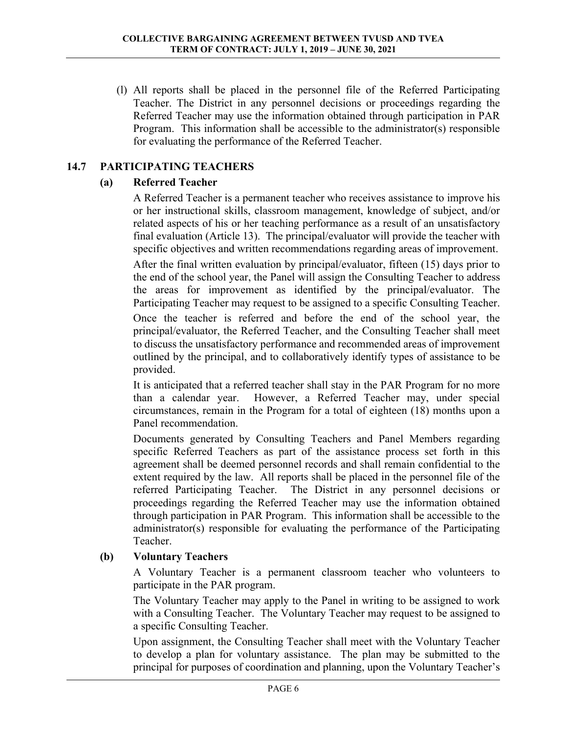(l) All reports shall be placed in the personnel file of the Referred Participating Teacher. The District in any personnel decisions or proceedings regarding the Referred Teacher may use the information obtained through participation in PAR Program. This information shall be accessible to the administrator(s) responsible for evaluating the performance of the Referred Teacher.

## 14.7 PARTICIPATING TEACHERS

### (a) Referred Teacher

A Referred Teacher is a permanent teacher who receives assistance to improve his or her instructional skills, classroom management, knowledge of subject, and/or related aspects of his or her teaching performance as a result of an unsatisfactory final evaluation (Article 13). The principal/evaluator will provide the teacher with specific objectives and written recommendations regarding areas of improvement.

After the final written evaluation by principal/evaluator, fifteen (15) days prior to the end of the school year, the Panel will assign the Consulting Teacher to address the areas for improvement as identified by the principal/evaluator. The Participating Teacher may request to be assigned to a specific Consulting Teacher.

Once the teacher is referred and before the end of the school year, the principal/evaluator, the Referred Teacher, and the Consulting Teacher shall meet to discuss the unsatisfactory performance and recommended areas of improvement outlined by the principal, and to collaboratively identify types of assistance to be provided.

It is anticipated that a referred teacher shall stay in the PAR Program for no more than a calendar year. However, a Referred Teacher may, under special circumstances, remain in the Program for a total of eighteen (18) months upon a Panel recommendation.

Documents generated by Consulting Teachers and Panel Members regarding specific Referred Teachers as part of the assistance process set forth in this agreement shall be deemed personnel records and shall remain confidential to the extent required by the law. All reports shall be placed in the personnel file of the referred Participating Teacher. The District in any personnel decisions or proceedings regarding the Referred Teacher may use the information obtained through participation in PAR Program. This information shall be accessible to the administrator(s) responsible for evaluating the performance of the Participating Teacher.

### (b) Voluntary Teachers

A Voluntary Teacher is a permanent classroom teacher who volunteers to participate in the PAR program.

The Voluntary Teacher may apply to the Panel in writing to be assigned to work with a Consulting Teacher. The Voluntary Teacher may request to be assigned to a specific Consulting Teacher.

Upon assignment, the Consulting Teacher shall meet with the Voluntary Teacher to develop a plan for voluntary assistance. The plan may be submitted to the principal for purposes of coordination and planning, upon the Voluntary Teacher's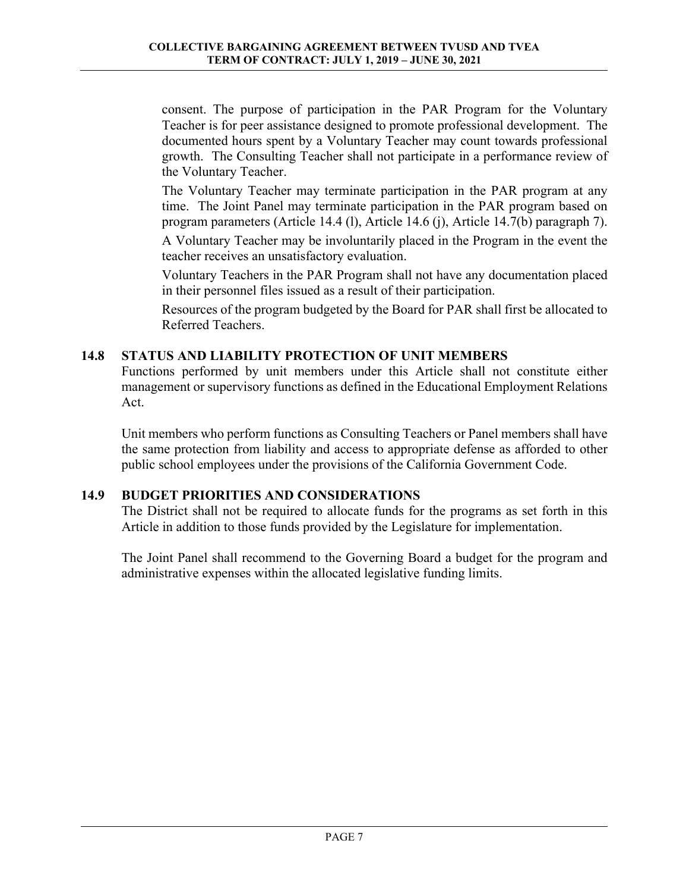consent. The purpose of participation in the PAR Program for the Voluntary Teacher is for peer assistance designed to promote professional development. The documented hours spent by a Voluntary Teacher may count towards professional growth. The Consulting Teacher shall not participate in a performance review of the Voluntary Teacher.

The Voluntary Teacher may terminate participation in the PAR program at any time. The Joint Panel may terminate participation in the PAR program based on program parameters (Article 14.4 (l), Article 14.6 (j), Article 14.7(b) paragraph 7).

A Voluntary Teacher may be involuntarily placed in the Program in the event the teacher receives an unsatisfactory evaluation.

Voluntary Teachers in the PAR Program shall not have any documentation placed in their personnel files issued as a result of their participation.

Resources of the program budgeted by the Board for PAR shall first be allocated to Referred Teachers.

## 14.8 STATUS AND LIABILITY PROTECTION OF UNIT MEMBERS

Functions performed by unit members under this Article shall not constitute either management or supervisory functions as defined in the Educational Employment Relations Act.

Unit members who perform functions as Consulting Teachers or Panel members shall have the same protection from liability and access to appropriate defense as afforded to other public school employees under the provisions of the California Government Code.

## 14.9 BUDGET PRIORITIES AND CONSIDERATIONS

The District shall not be required to allocate funds for the programs as set forth in this Article in addition to those funds provided by the Legislature for implementation.

The Joint Panel shall recommend to the Governing Board a budget for the program and administrative expenses within the allocated legislative funding limits.